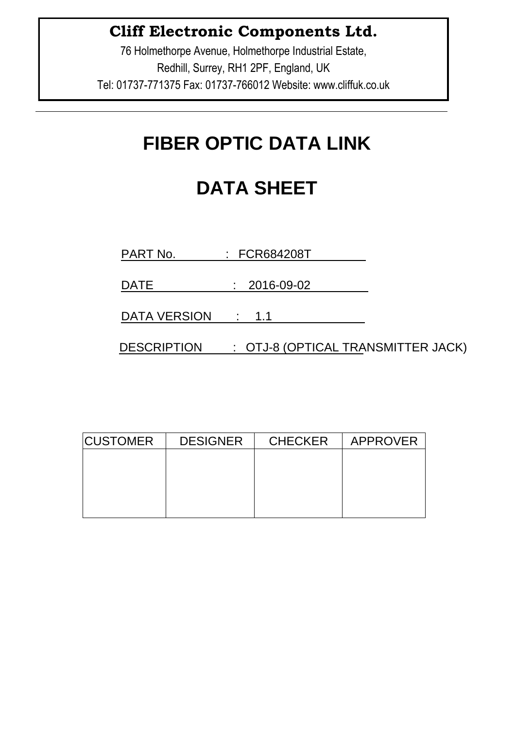**Cliff Electronic Components Ltd.**

76 Holmethorpe Avenue, Holmethorpe Industrial Estate,
Redhill, Surrey, RH1 2PF, England, UK
Tel: 01737-771375 Fax: 01737-766012 Website: www.cliffuk.co.uk

# FIBER OPTIC DATA LINK

# DATA SHEET

PART No. : FCR684208T

DATE : 2016-09-02

DATA VERSION : 1.1

DESCRIPTION : OTJ-8 (OPTICAL TRANSMITTER JACK)

| CUSTOMER | DESIGNER | CHECKER | APPROVER |
| --- | --- | --- | --- |
| | | | |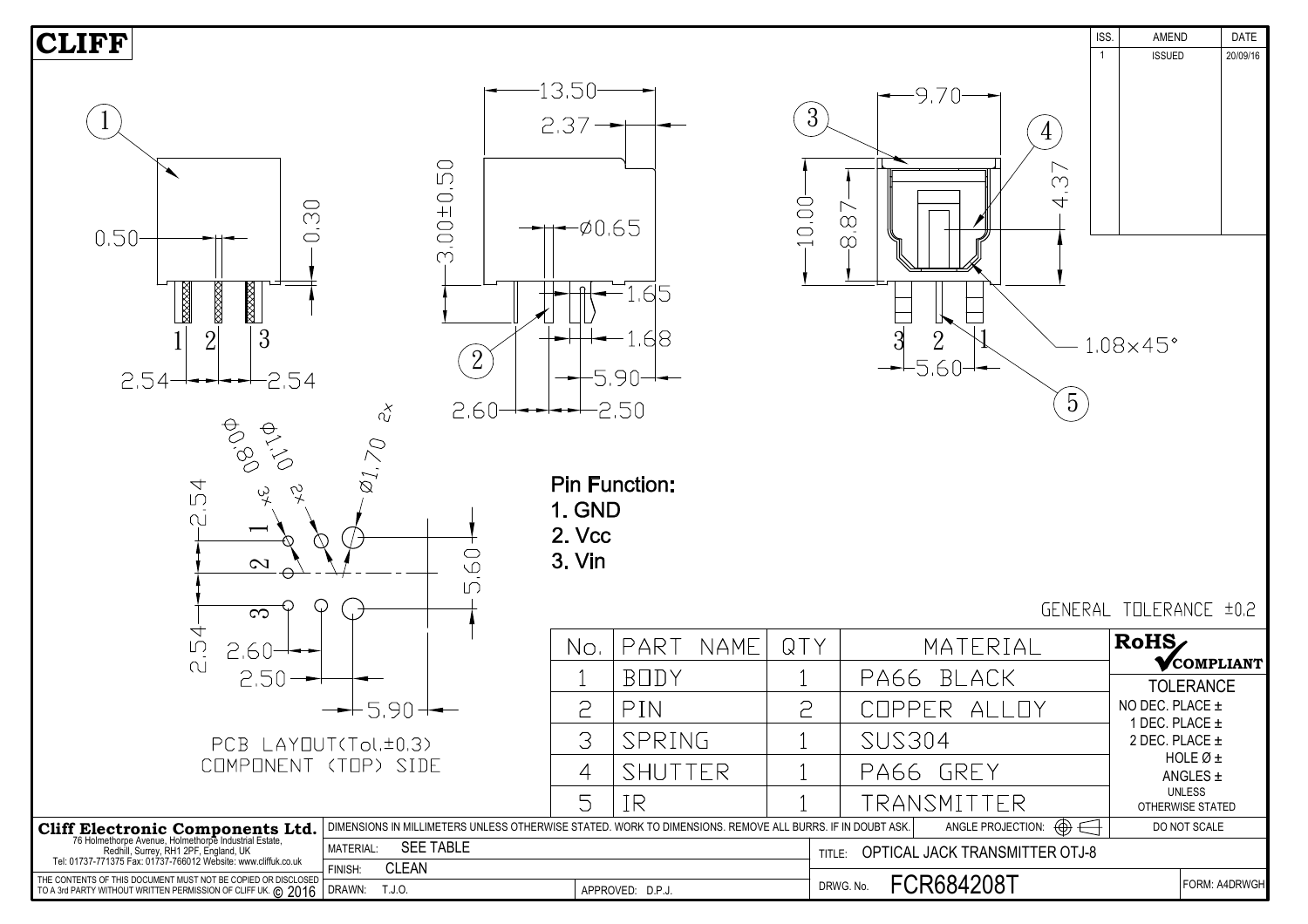# CLIFF

| ISS. | AMEND | DATE |
|---|---|---|
| 1 | ISSUED | 20/09/16 |

PCB LAYOUT(Tol.±0.3)
COMPONENT (TOP) SIDE

**Pin Function:**

1. GND
2. Vcc
3. Vin

GENERAL TOLERANCE ±0.2

| No. | PART NAME | QTY | MATERIAL |
|---|---|---|---|
| 1 | BODY | 1 | PA66 BLACK |
| 2 | PIN | 2 | COPPER ALLOY |
| 3 | SPRING | 1 | SUS304 |
| 4 | SHUTTER | 1 | PA66 GREY |
| 5 | IR | 1 | TRANSMITTER |

RoHS COMPLIANT

TOLERANCE
NO DEC. PLACE ±
1 DEC. PLACE ±
2 DEC. PLACE ±
HOLE Ø ±
ANGLES ±
UNLESS OTHERWISE STATED

DO NOT SCALE

**Cliff Electronic Components Ltd.**
76 Holmethorpe Avenue, Holmethorpe Industrial Estate, Redhill, Surrey, RH1 2PF, England, UK
Tel: 01737-771375 Fax: 01737-766012 Website: www.cliffuk.co.uk

THE CONTENTS OF THIS DOCUMENT MUST NOT BE COPIED OR DISCLOSED TO A 3rd PARTY WITHOUT WRITTEN PERMISSION OF CLIFF UK. © 2016

DIMENSIONS IN MILLIMETERS UNLESS OTHERWISE STATED. WORK TO DIMENSIONS. REMOVE ALL BURRS. IF IN DOUBT ASK. ANGLE PROJECTION:

MATERIAL: SEE TABLE
FINISH: CLEAN
DRAWN: T.J.O. APPROVED: D.P.J.

TITLE: OPTICAL JACK TRANSMITTER OTJ-8

DRWG. No. FCR684208T

FORM: A4DRWGH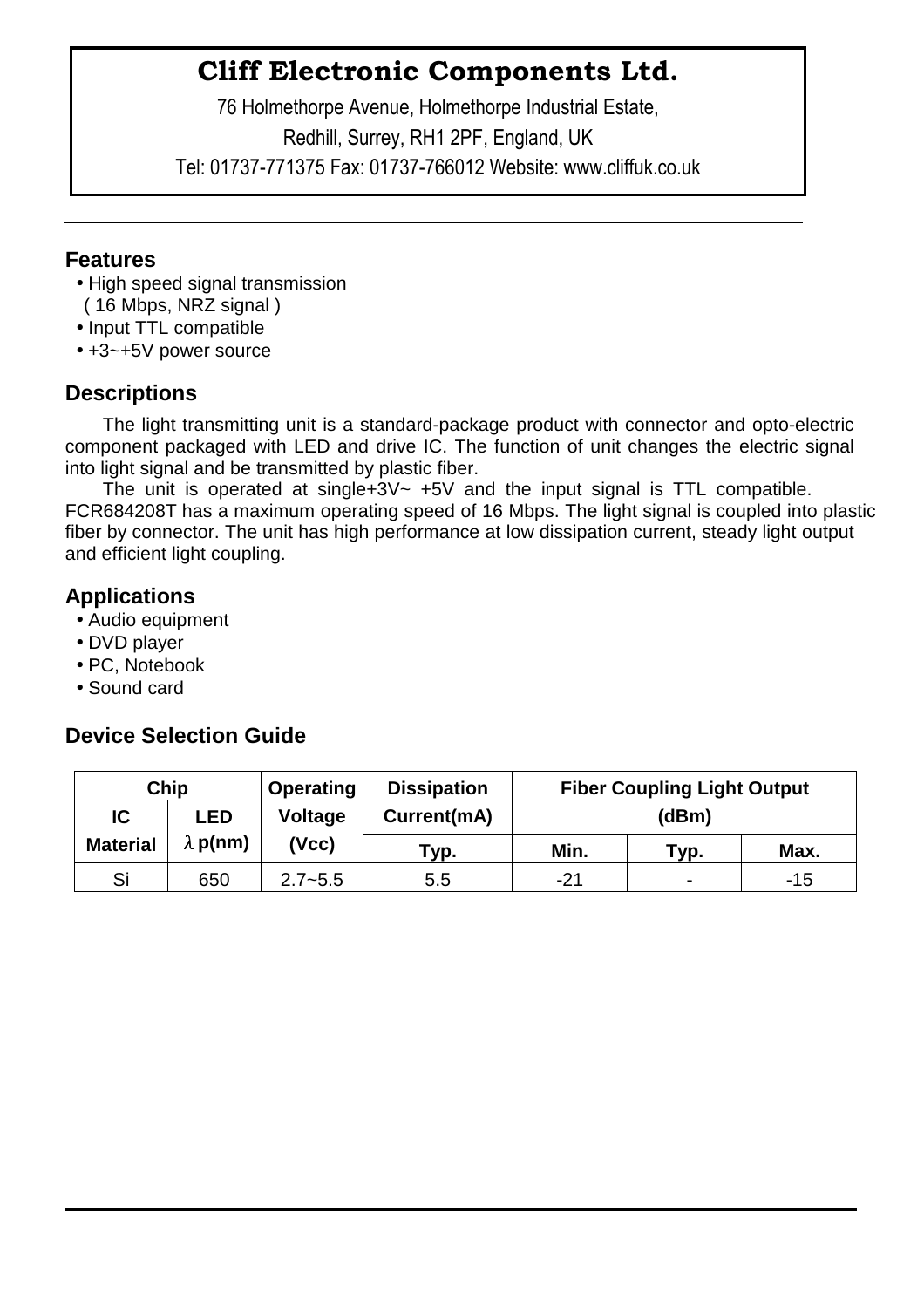# Cliff Electronic Components Ltd.

76 Holmethorpe Avenue, Holmethorpe Industrial Estate,
Redhill, Surrey, RH1 2PF, England, UK
Tel: 01737-771375 Fax: 01737-766012 Website: www.cliffuk.co.uk

## Features

- High speed signal transmission
  ( 16 Mbps, NRZ signal )
- Input TTL compatible
- +3~+5V power source

## Descriptions

The light transmitting unit is a standard-package product with connector and opto-electric component packaged with LED and drive IC. The function of unit changes the electric signal into light signal and be transmitted by plastic fiber.

The unit is operated at single+3V~ +5V and the input signal is TTL compatible. FCR684208T has a maximum operating speed of 16 Mbps. The light signal is coupled into plastic fiber by connector. The unit has high performance at low dissipation current, steady light output and efficient light coupling.

## Applications

- Audio equipment
- DVD player
- PC, Notebook
- Sound card

## Device Selection Guide

| Chip | | Operating Voltage (Vcc) | Dissipation Current(mA) | Fiber Coupling Light Output (dBm) | | |
|---|---|---|---|---|---|---|
| IC Material | LED λ p(nm) | | Typ. | Min. | Typ. | Max. |
| Si | 650 | 2.7~5.5 | 5.5 | -21 | - | -15 |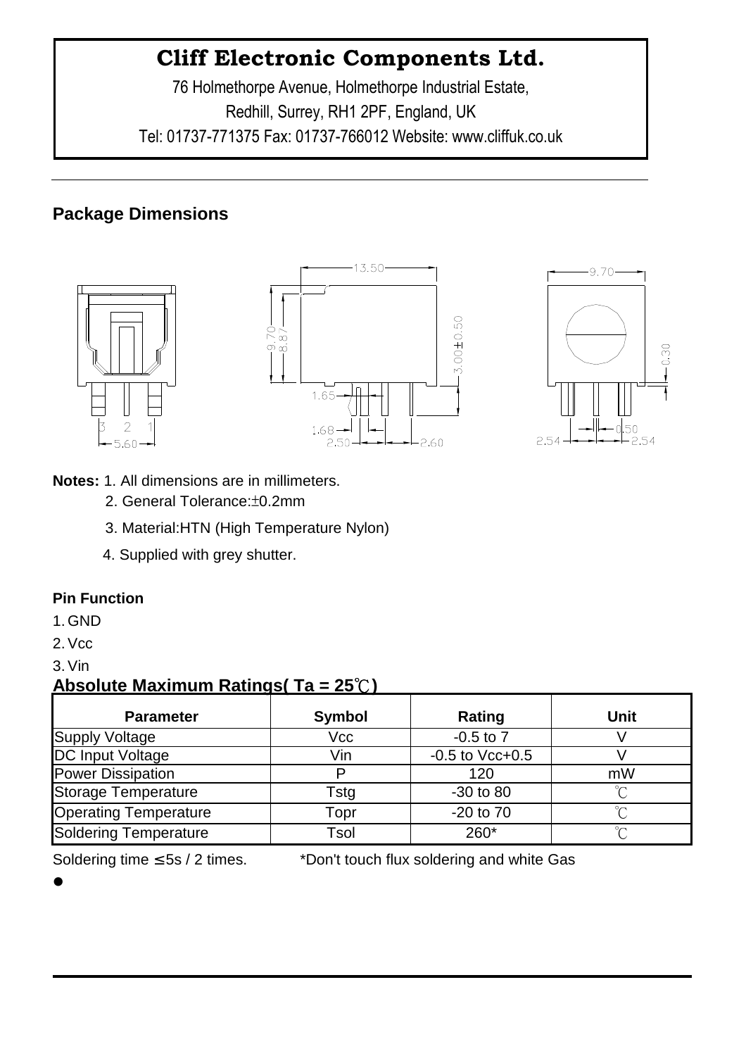# Cliff Electronic Components Ltd.

76 Holmethorpe Avenue, Holmethorpe Industrial Estate,
Redhill, Surrey, RH1 2PF, England, UK
Tel: 01737-771375 Fax: 01737-766012 Website: www.cliffuk.co.uk

## Package Dimensions

**Notes:** 1. All dimensions are in millimeters.
2. General Tolerance:±0.2mm
3. Material:HTN (High Temperature Nylon)
4. Supplied with grey shutter.

### Pin Function

1. GND
2. Vcc
3. Vin

### Absolute Maximum Ratings( Ta = 25℃)

| Parameter | Symbol | Rating | Unit |
|---|---|---|---|
| Supply Voltage | Vcc | -0.5 to 7 | V |
| DC Input Voltage | Vin | -0.5 to Vcc+0.5 | V |
| Power Dissipation | P | 120 | mW |
| Storage Temperature | Tstg | -30 to 80 | ℃ |
| Operating Temperature | Topr | -20 to 70 | ℃ |
| Soldering Temperature | Tsol | 260* | ℃ |

Soldering time ≤5s / 2 times. *Don't touch flux soldering and white Gas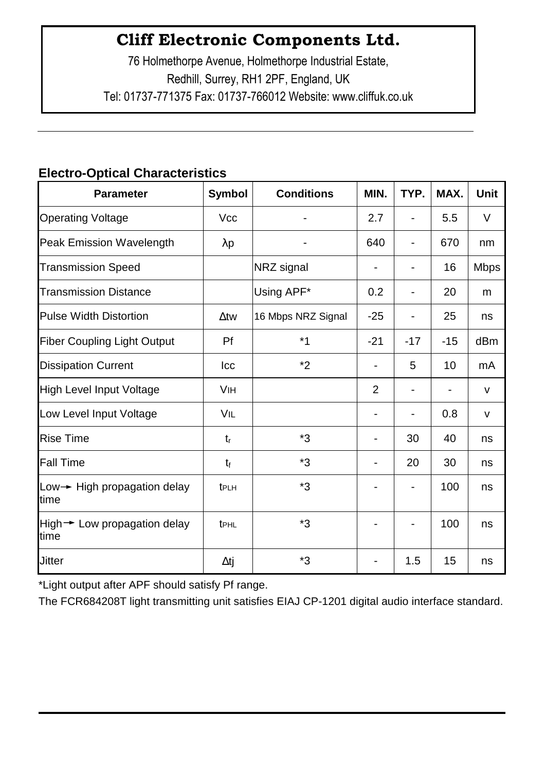**Cliff Electronic Components Ltd.**

76 Holmethorpe Avenue, Holmethorpe Industrial Estate,

Redhill, Surrey, RH1 2PF, England, UK

Tel: 01737-771375 Fax: 01737-766012 Website: www.cliffuk.co.uk

## Electro-Optical Characteristics

| Parameter | Symbol | Conditions | MIN. | TYP. | MAX. | Unit |
|---|---|---|---|---|---|---|
| Operating Voltage | Vcc | - | 2.7 | - | 5.5 | V |
| Peak Emission Wavelength | λp | - | 640 | - | 670 | nm |
| Transmission Speed | | NRZ signal | - | - | 16 | Mbps |
| Transmission Distance | | Using APF* | 0.2 | - | 20 | m |
| Pulse Width Distortion | Δtw | 16 Mbps NRZ Signal | -25 | - | 25 | ns |
| Fiber Coupling Light Output | Pf | *1 | -21 | -17 | -15 | dBm |
| Dissipation Current | Icc | *2 | - | 5 | 10 | mA |
| High Level Input Voltage | $V_{IH}$ | | 2 | - | - | v |
| Low Level Input Voltage | $V_{IL}$ | | - | - | 0.8 | v |
| Rise Time | $t_r$ | *3 | - | 30 | 40 | ns |
| Fall Time | $t_f$ | *3 | - | 20 | 30 | ns |
| Low→ High propagation delay time | $t_{PLH}$ | *3 | - | - | 100 | ns |
| High→ Low propagation delay time | $t_{PHL}$ | *3 | - | - | 100 | ns |
| Jitter | Δtj | *3 | - | 1.5 | 15 | ns |

*Light output after APF should satisfy Pf range.

The FCR684208T light transmitting unit satisfies EIAJ CP-1201 digital audio interface standard.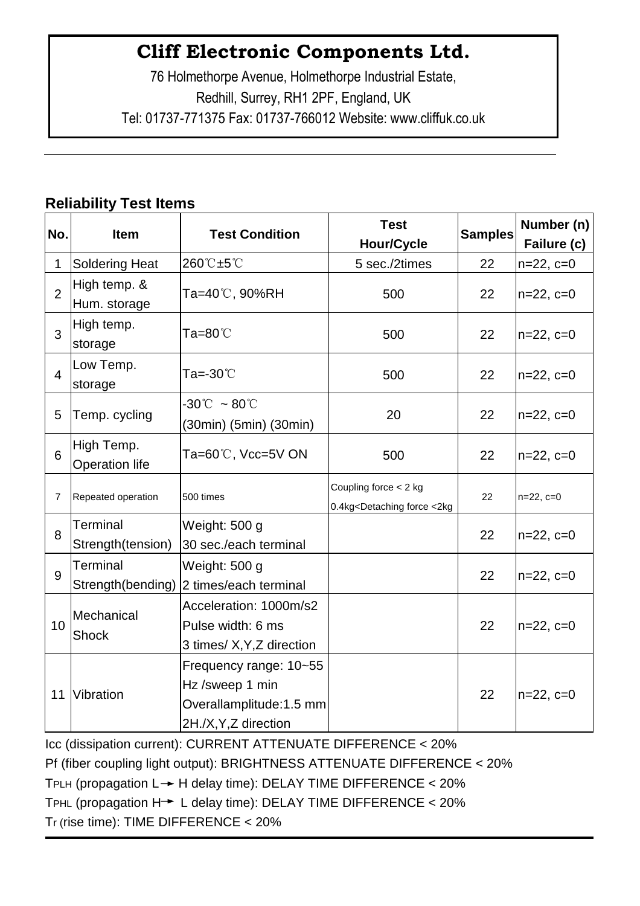# Cliff Electronic Components Ltd.

76 Holmethorpe Avenue, Holmethorpe Industrial Estate,
Redhill, Surrey, RH1 2PF, England, UK
Tel: 01737-771375 Fax: 01737-766012 Website: www.cliffuk.co.uk

## Reliability Test Items

| No. | Item | Test Condition | Test Hour/Cycle | Samples | Number (n) Failure (c) |
|---|---|---|---|---|---|
| 1 | Soldering Heat | 260℃±5℃ | 5 sec./2times | 22 | n=22, c=0 |
| 2 | High temp. & Hum. storage | Ta=40℃, 90%RH | 500 | 22 | n=22, c=0 |
| 3 | High temp. storage | Ta=80℃ | 500 | 22 | n=22, c=0 |
| 4 | Low Temp. storage | Ta=-30℃ | 500 | 22 | n=22, c=0 |
| 5 | Temp. cycling | -30℃ ~ 80℃ (30min) (5min) (30min) | 20 | 22 | n=22, c=0 |
| 6 | High Temp. Operation life | Ta=60℃, Vcc=5V ON | 500 | 22 | n=22, c=0 |
| 7 | Repeated operation | 500 times | Coupling force < 2 kg 0.4kg<Detaching force <2kg | 22 | n=22, c=0 |
| 8 | Terminal Strength(tension) | Weight: 500 g 30 sec./each terminal | | 22 | n=22, c=0 |
| 9 | Terminal Strength(bending) | Weight: 500 g 2 times/each terminal | | 22 | n=22, c=0 |
| 10 | Mechanical Shock | Acceleration: 1000m/s2 Pulse width: 6 ms 3 times/ X,Y,Z direction | | 22 | n=22, c=0 |
| 11 | Vibration | Frequency range: 10~55 Hz /sweep 1 min Overallamplitude:1.5 mm 2H./X,Y,Z direction | | 22 | n=22, c=0 |

Icc (dissipation current): CURRENT ATTENUATE DIFFERENCE < 20%

Pf (fiber coupling light output): BRIGHTNESS ATTENUATE DIFFERENCE < 20%

$T_{PLH}$ (propagation L→ H delay time): DELAY TIME DIFFERENCE < 20%

$T_{PHL}$ (propagation H→ L delay time): DELAY TIME DIFFERENCE < 20%

$T_r$ (rise time): TIME DIFFERENCE < 20%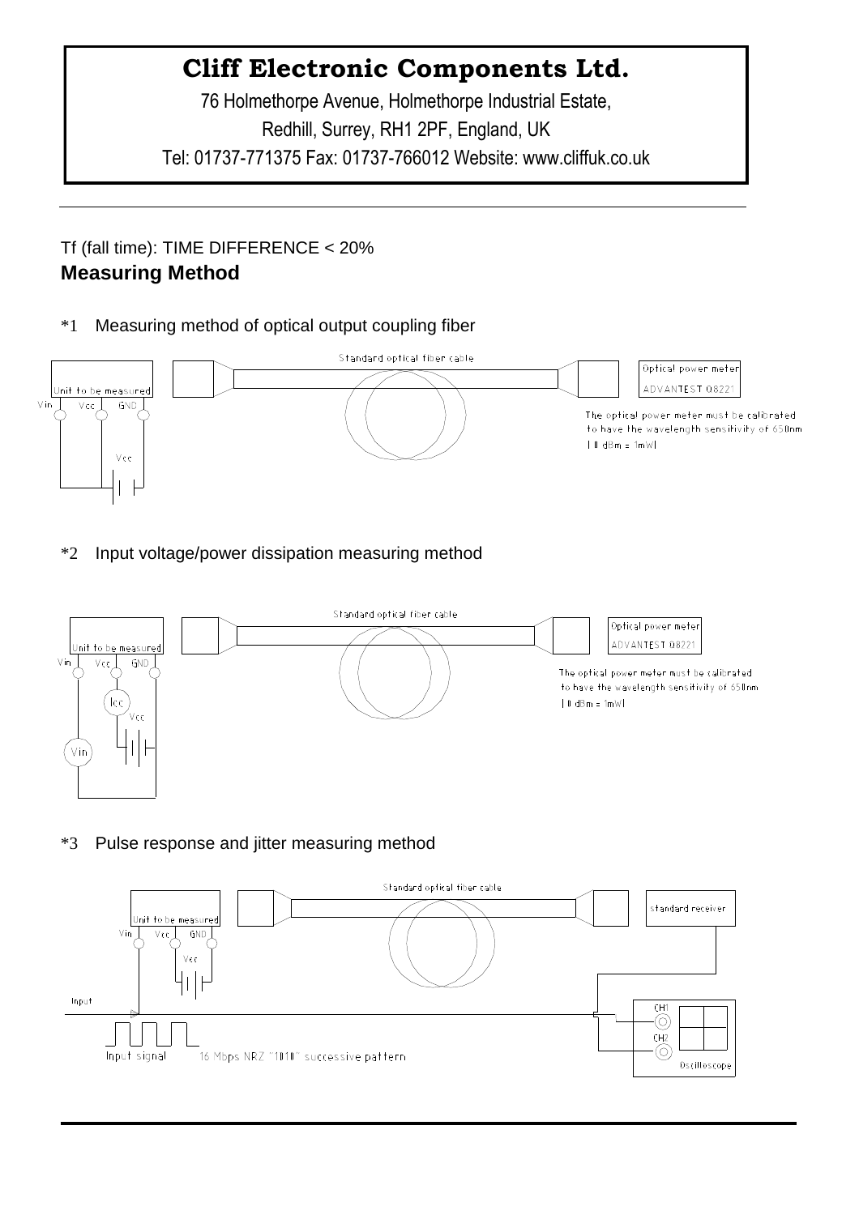# Cliff Electronic Components Ltd.

76 Holmethorpe Avenue, Holmethorpe Industrial Estate,
Redhill, Surrey, RH1 2PF, England, UK
Tel: 01737-771375 Fax: 01737-766012 Website: www.cliffuk.co.uk

Tf (fall time): TIME DIFFERENCE < 20%

## Measuring Method

*1 Measuring method of optical output coupling fiber

Unit to be measured — Vin, Vcc, GND — Vcc — Standard optical fiber cable — Optical power meter ADVANTEST Q8221

The optical power meter must be calibrated to have the wavelength sensitivity of 650nm (0 dBm = 1mW)

*2 Input voltage/power dissipation measuring method

Unit to be measured — Vin, Vcc, GND — Icc — Vcc — Vin — Standard optical fiber cable — Optical power meter ADVANTEST Q8221

The optical power meter must be calibrated to have the wavelength sensitivity of 650nm (0 dBm = 1mW)

*3 Pulse response and jitter measuring method

Unit to be measured — Vin, Vcc, GND — Vcc — Standard optical fiber cable — standard receiver — Input — CH1 — CH2 — Oscilloscope

Input signal — 16 Mbps NRZ "1010" successive pattern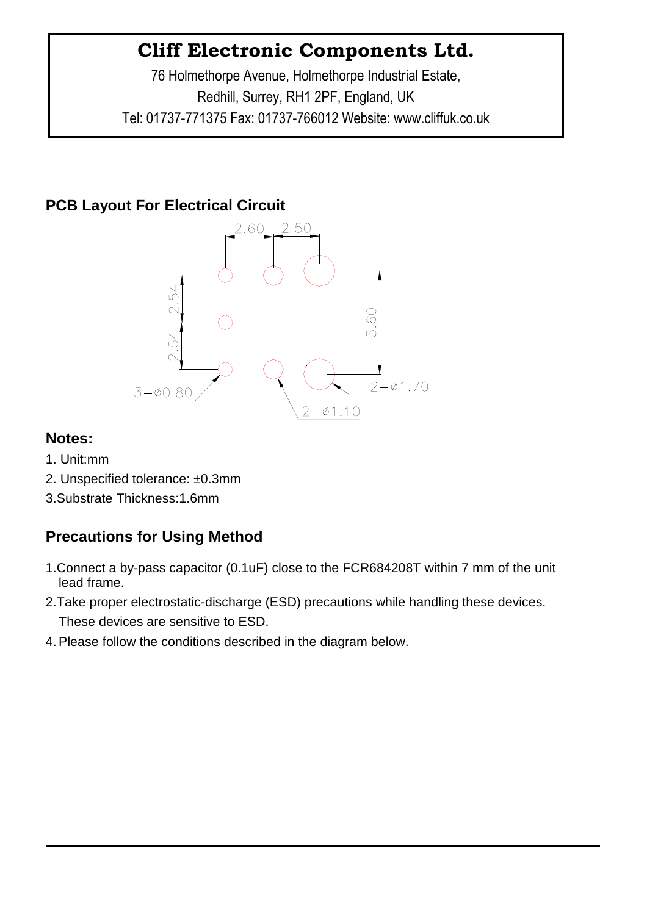# Cliff Electronic Components Ltd.

76 Holmethorpe Avenue, Holmethorpe Industrial Estate,
Redhill, Surrey, RH1 2PF, England, UK
Tel: 01737-771375 Fax: 01737-766012 Website: www.cliffuk.co.uk

## PCB Layout For Electrical Circuit

2.60 2.50

2.54

2.54

5.60

3−ø0.80

2−ø1.70

2−ø1.10

## Notes:

1. Unit:mm
2. Unspecified tolerance: ±0.3mm
3. Substrate Thickness:1.6mm

## Precautions for Using Method

1. Connect a by-pass capacitor (0.1uF) close to the FCR684208T within 7 mm of the unit lead frame.
2. Take proper electrostatic-discharge (ESD) precautions while handling these devices. These devices are sensitive to ESD.
4. Please follow the conditions described in the diagram below.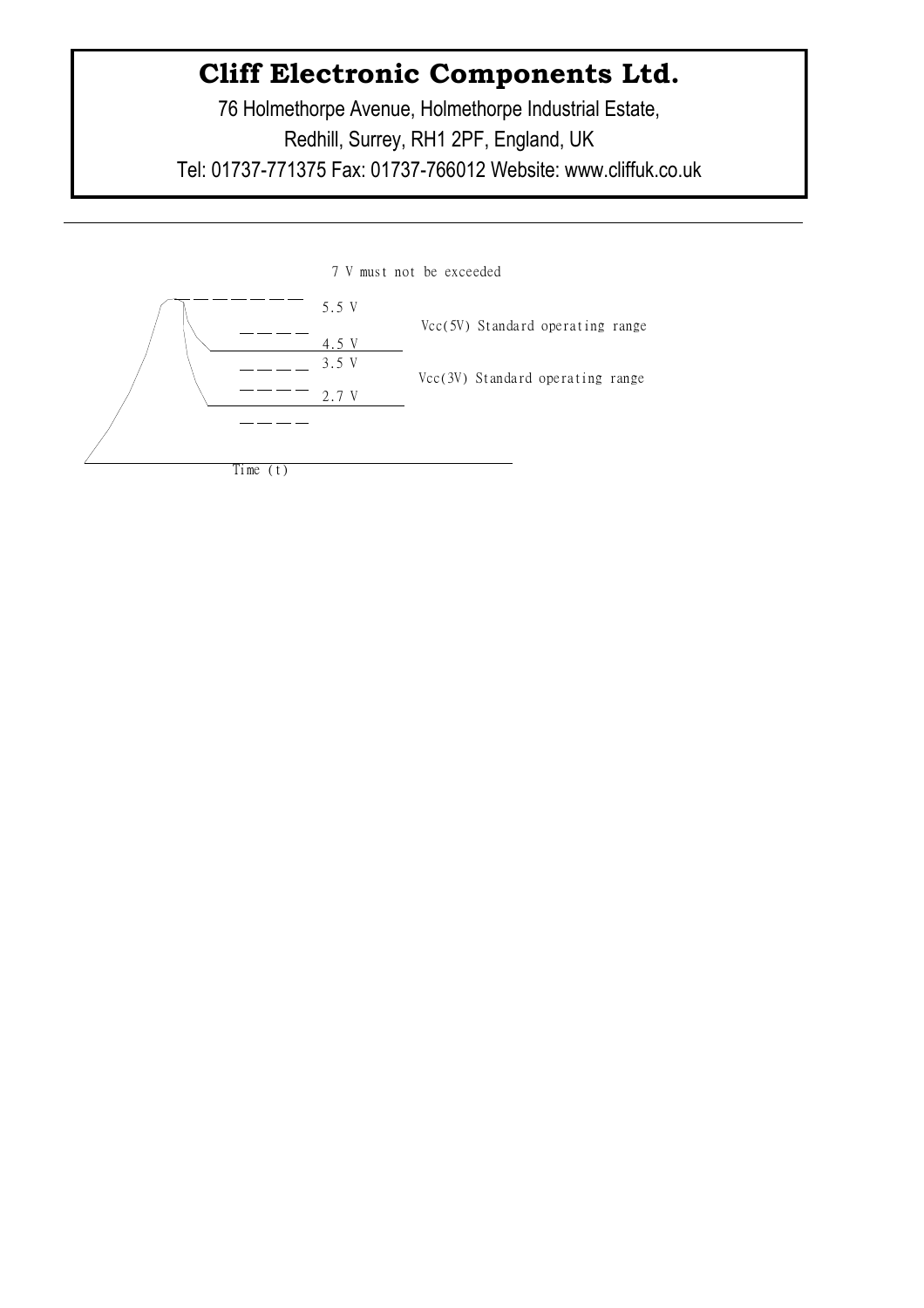# Cliff Electronic Components Ltd.

76 Holmethorpe Avenue, Holmethorpe Industrial Estate,

Redhill, Surrey, RH1 2PF, England, UK

Tel: 01737-771375 Fax: 01737-766012 Website: www.cliffuk.co.uk

7 V must not be exceeded

5.5 V

Vcc(5V) Standard operating range

4.5 V

3.5 V

Vcc(3V) Standard operating range

2.7 V

Time (t)